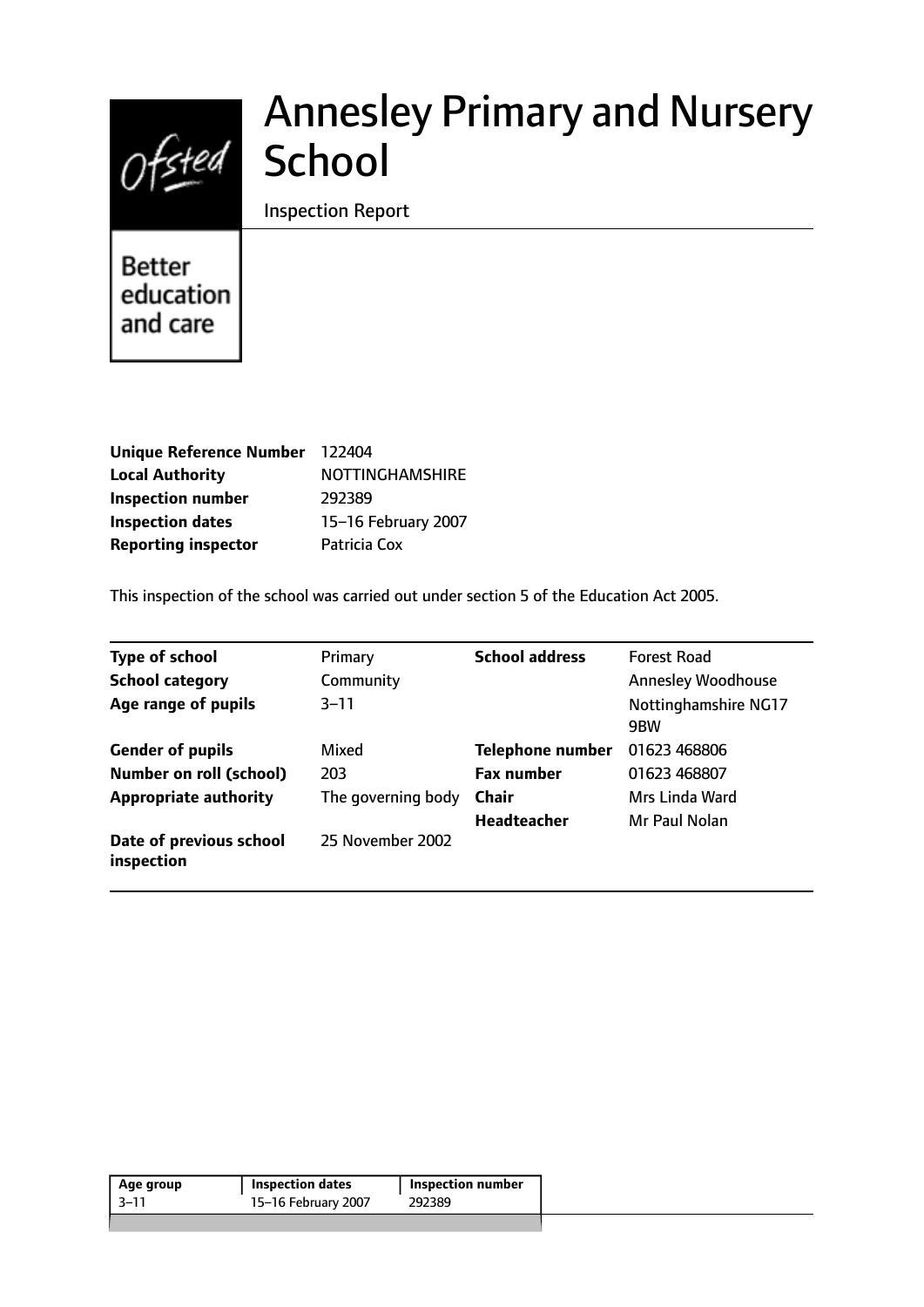# Annesley Primary and Nursery School

Inspection Report

Better education and care

| | |
|---|---|
| **Unique Reference Number** | 122404 |
| **Local Authority** | NOTTINGHAMSHIRE |
| **Inspection number** | 292389 |
| **Inspection dates** | 15–16 February 2007 |
| **Reporting inspector** | Patricia Cox |

This inspection of the school was carried out under section 5 of the Education Act 2005.

| | | | |
|---|---|---|---|
| **Type of school** | Primary | **School address** | Forest Road |
| **School category** | Community | | Annesley Woodhouse |
| **Age range of pupils** | 3–11 | | Nottinghamshire NG17 9BW |
| **Gender of pupils** | Mixed | **Telephone number** | 01623 468806 |
| **Number on roll (school)** | 203 | **Fax number** | 01623 468807 |
| **Appropriate authority** | The governing body | **Chair** | Mrs Linda Ward |
| | | **Headteacher** | Mr Paul Nolan |
| **Date of previous school inspection** | 25 November 2002 | | |

| Age group | Inspection dates | Inspection number |
|---|---|---|
| 3–11 | 15–16 February 2007 | 292389 |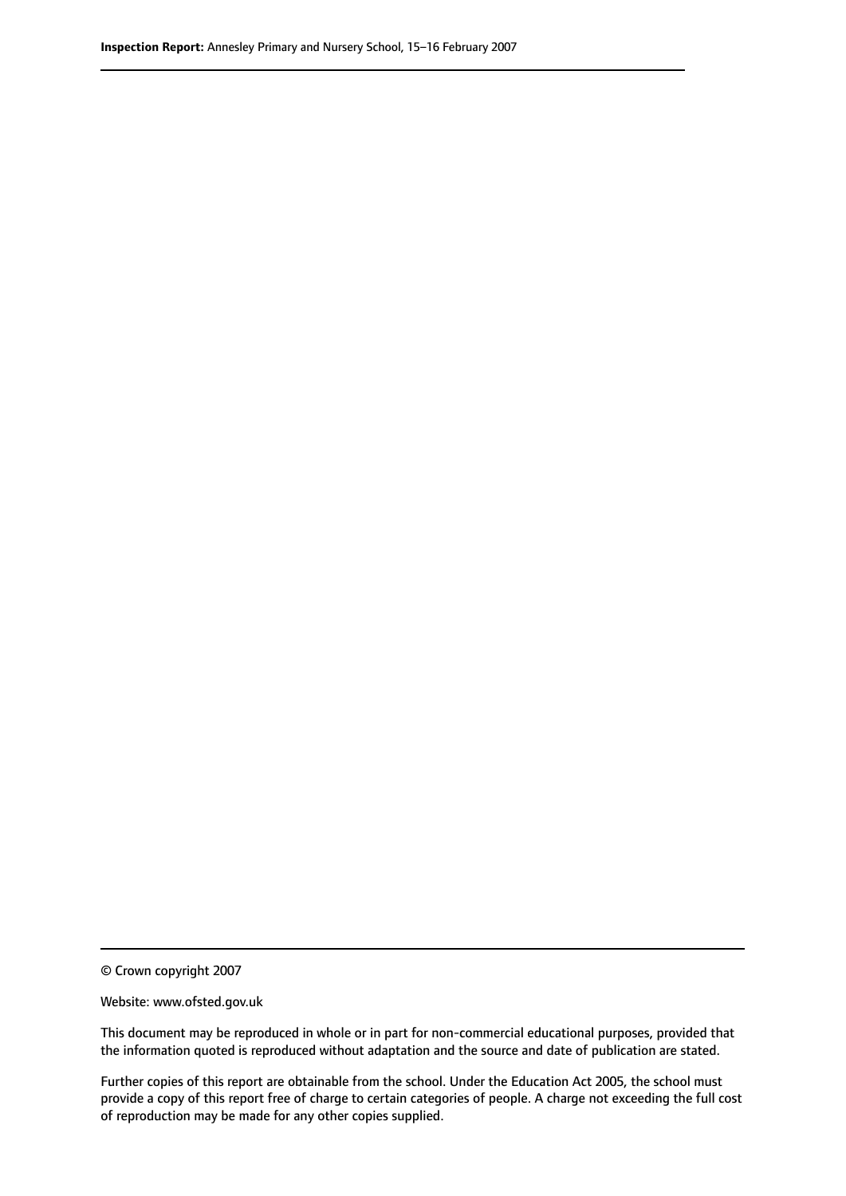© Crown copyright 2007

Website: www.ofsted.gov.uk

This document may be reproduced in whole or in part for non-commercial educational purposes, provided that the information quoted is reproduced without adaptation and the source and date of publication are stated.

Further copies of this report are obtainable from the school. Under the Education Act 2005, the school must provide a copy of this report free of charge to certain categories of people. A charge not exceeding the full cost of reproduction may be made for any other copies supplied.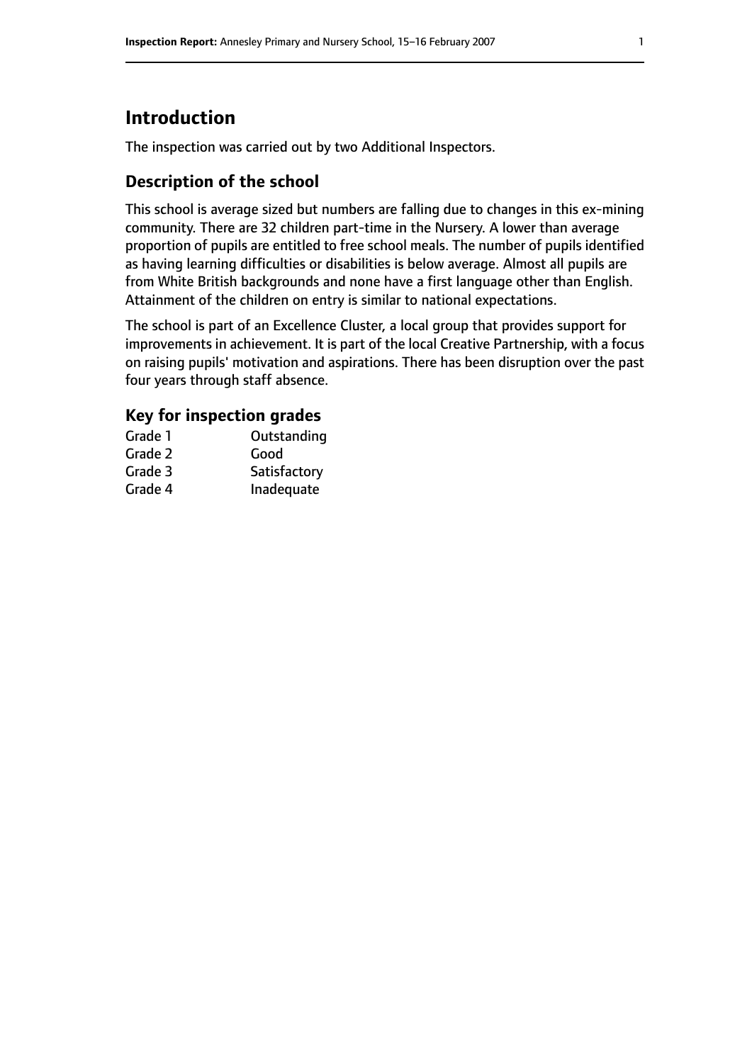## Introduction

The inspection was carried out by two Additional Inspectors.

### Description of the school

This school is average sized but numbers are falling due to changes in this ex-mining community. There are 32 children part-time in the Nursery. A lower than average proportion of pupils are entitled to free school meals. The number of pupils identified as having learning difficulties or disabilities is below average. Almost all pupils are from White British backgrounds and none have a first language other than English. Attainment of the children on entry is similar to national expectations.

The school is part of an Excellence Cluster, a local group that provides support for improvements in achievement. It is part of the local Creative Partnership, with a focus on raising pupils' motivation and aspirations. There has been disruption over the past four years through staff absence.

### Key for inspection grades

| | |
|---|---|
| Grade 1 | Outstanding |
| Grade 2 | Good |
| Grade 3 | Satisfactory |
| Grade 4 | Inadequate |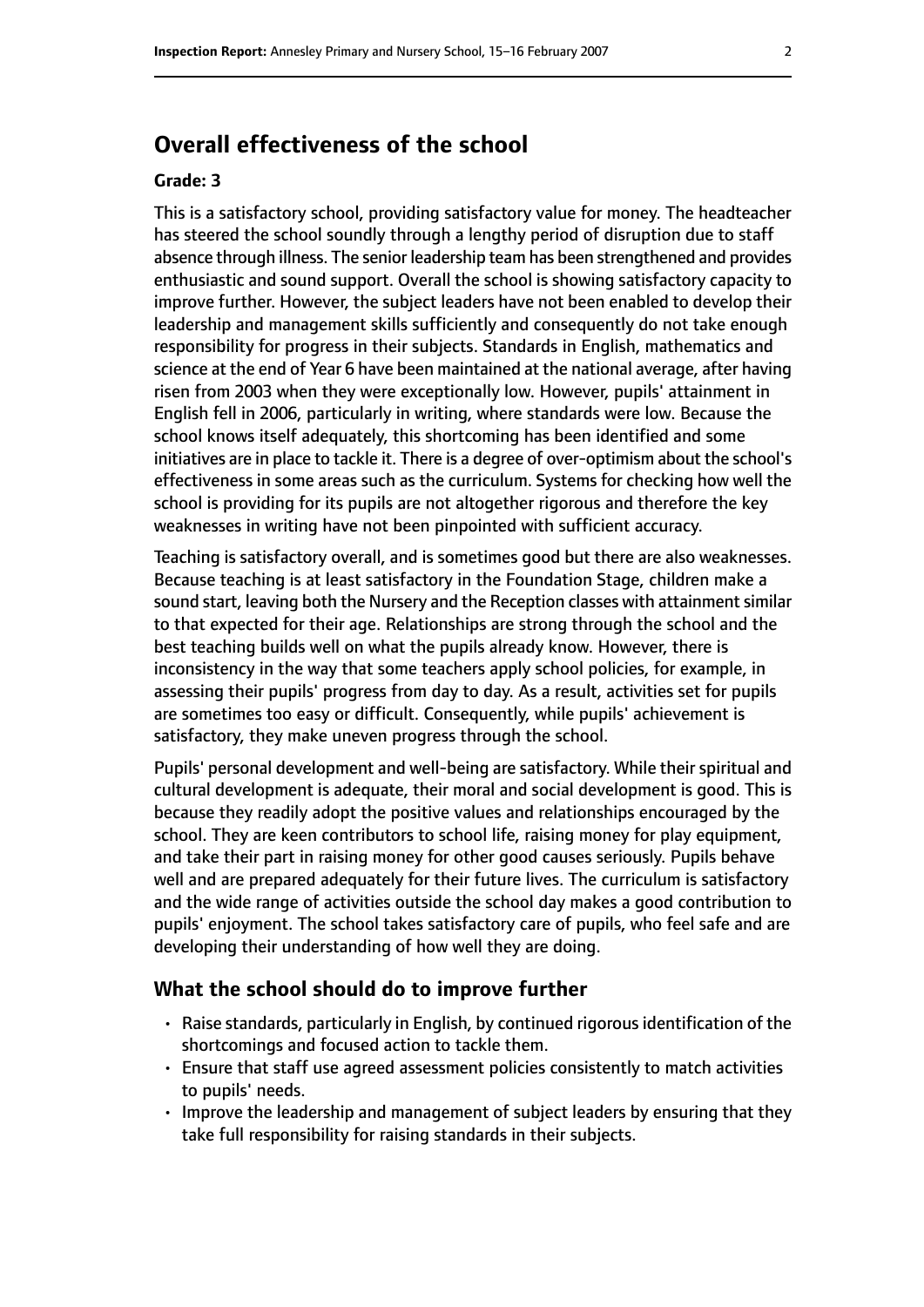## Overall effectiveness of the school

**Grade: 3**

This is a satisfactory school, providing satisfactory value for money. The headteacher has steered the school soundly through a lengthy period of disruption due to staff absence through illness. The senior leadership team has been strengthened and provides enthusiastic and sound support. Overall the school is showing satisfactory capacity to improve further. However, the subject leaders have not been enabled to develop their leadership and management skills sufficiently and consequently do not take enough responsibility for progress in their subjects. Standards in English, mathematics and science at the end of Year 6 have been maintained at the national average, after having risen from 2003 when they were exceptionally low. However, pupils' attainment in English fell in 2006, particularly in writing, where standards were low. Because the school knows itself adequately, this shortcoming has been identified and some initiatives are in place to tackle it. There is a degree of over-optimism about the school's effectiveness in some areas such as the curriculum. Systems for checking how well the school is providing for its pupils are not altogether rigorous and therefore the key weaknesses in writing have not been pinpointed with sufficient accuracy.

Teaching is satisfactory overall, and is sometimes good but there are also weaknesses. Because teaching is at least satisfactory in the Foundation Stage, children make a sound start, leaving both the Nursery and the Reception classes with attainment similar to that expected for their age. Relationships are strong through the school and the best teaching builds well on what the pupils already know. However, there is inconsistency in the way that some teachers apply school policies, for example, in assessing their pupils' progress from day to day. As a result, activities set for pupils are sometimes too easy or difficult. Consequently, while pupils' achievement is satisfactory, they make uneven progress through the school.

Pupils' personal development and well-being are satisfactory. While their spiritual and cultural development is adequate, their moral and social development is good. This is because they readily adopt the positive values and relationships encouraged by the school. They are keen contributors to school life, raising money for play equipment, and take their part in raising money for other good causes seriously. Pupils behave well and are prepared adequately for their future lives. The curriculum is satisfactory and the wide range of activities outside the school day makes a good contribution to pupils' enjoyment. The school takes satisfactory care of pupils, who feel safe and are developing their understanding of how well they are doing.

### What the school should do to improve further

- Raise standards, particularly in English, by continued rigorous identification of the shortcomings and focused action to tackle them.
- Ensure that staff use agreed assessment policies consistently to match activities to pupils' needs.
- Improve the leadership and management of subject leaders by ensuring that they take full responsibility for raising standards in their subjects.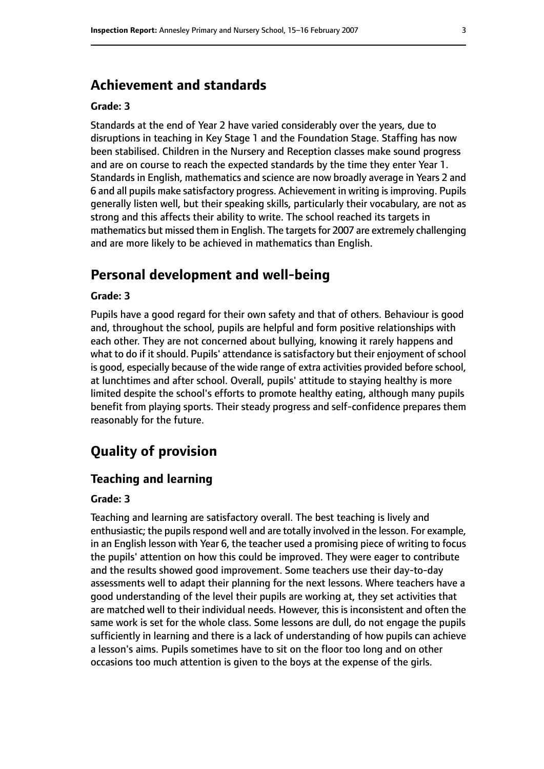## Achievement and standards

**Grade: 3**

Standards at the end of Year 2 have varied considerably over the years, due to disruptions in teaching in Key Stage 1 and the Foundation Stage. Staffing has now been stabilised. Children in the Nursery and Reception classes make sound progress and are on course to reach the expected standards by the time they enter Year 1. Standards in English, mathematics and science are now broadly average in Years 2 and 6 and all pupils make satisfactory progress. Achievement in writing is improving. Pupils generally listen well, but their speaking skills, particularly their vocabulary, are not as strong and this affects their ability to write. The school reached its targets in mathematics but missed them in English. The targets for 2007 are extremely challenging and are more likely to be achieved in mathematics than English.

## Personal development and well-being

**Grade: 3**

Pupils have a good regard for their own safety and that of others. Behaviour is good and, throughout the school, pupils are helpful and form positive relationships with each other. They are not concerned about bullying, knowing it rarely happens and what to do if it should. Pupils' attendance is satisfactory but their enjoyment of school is good, especially because of the wide range of extra activities provided before school, at lunchtimes and after school. Overall, pupils' attitude to staying healthy is more limited despite the school's efforts to promote healthy eating, although many pupils benefit from playing sports. Their steady progress and self-confidence prepares them reasonably for the future.

# Quality of provision

## Teaching and learning

**Grade: 3**

Teaching and learning are satisfactory overall. The best teaching is lively and enthusiastic; the pupils respond well and are totally involved in the lesson. For example, in an English lesson with Year 6, the teacher used a promising piece of writing to focus the pupils' attention on how this could be improved. They were eager to contribute and the results showed good improvement. Some teachers use their day-to-day assessments well to adapt their planning for the next lessons. Where teachers have a good understanding of the level their pupils are working at, they set activities that are matched well to their individual needs. However, this is inconsistent and often the same work is set for the whole class. Some lessons are dull, do not engage the pupils sufficiently in learning and there is a lack of understanding of how pupils can achieve a lesson's aims. Pupils sometimes have to sit on the floor too long and on other occasions too much attention is given to the boys at the expense of the girls.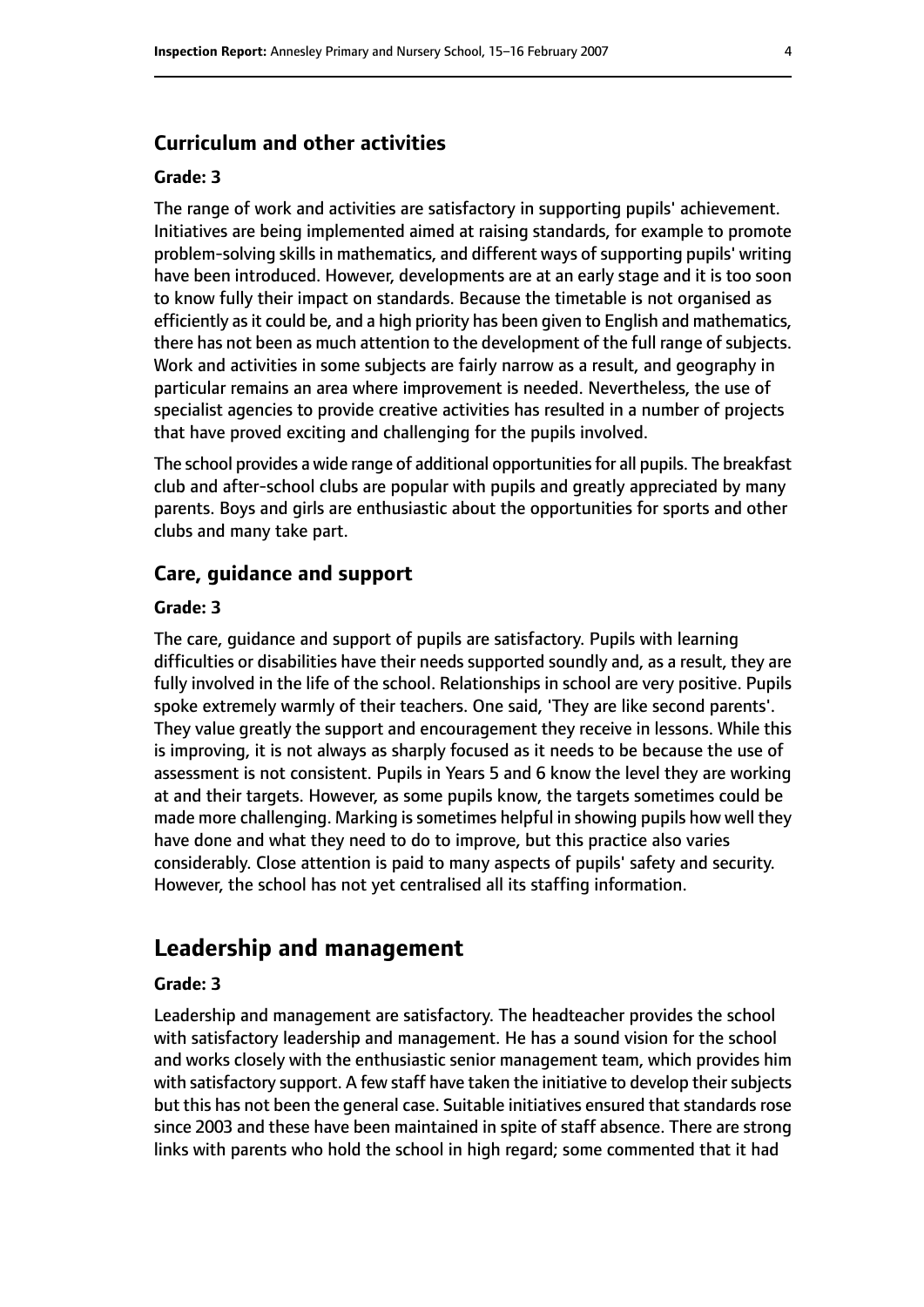### Curriculum and other activities

#### Grade: 3

The range of work and activities are satisfactory in supporting pupils' achievement. Initiatives are being implemented aimed at raising standards, for example to promote problem-solving skills in mathematics, and different ways of supporting pupils' writing have been introduced. However, developments are at an early stage and it is too soon to know fully their impact on standards. Because the timetable is not organised as efficiently as it could be, and a high priority has been given to English and mathematics, there has not been as much attention to the development of the full range of subjects. Work and activities in some subjects are fairly narrow as a result, and geography in particular remains an area where improvement is needed. Nevertheless, the use of specialist agencies to provide creative activities has resulted in a number of projects that have proved exciting and challenging for the pupils involved.

The school provides a wide range of additional opportunities for all pupils. The breakfast club and after-school clubs are popular with pupils and greatly appreciated by many parents. Boys and girls are enthusiastic about the opportunities for sports and other clubs and many take part.

### Care, guidance and support

#### Grade: 3

The care, guidance and support of pupils are satisfactory. Pupils with learning difficulties or disabilities have their needs supported soundly and, as a result, they are fully involved in the life of the school. Relationships in school are very positive. Pupils spoke extremely warmly of their teachers. One said, 'They are like second parents'. They value greatly the support and encouragement they receive in lessons. While this is improving, it is not always as sharply focused as it needs to be because the use of assessment is not consistent. Pupils in Years 5 and 6 know the level they are working at and their targets. However, as some pupils know, the targets sometimes could be made more challenging. Marking is sometimes helpful in showing pupils how well they have done and what they need to do to improve, but this practice also varies considerably. Close attention is paid to many aspects of pupils' safety and security. However, the school has not yet centralised all its staffing information.

## Leadership and management

#### Grade: 3

Leadership and management are satisfactory. The headteacher provides the school with satisfactory leadership and management. He has a sound vision for the school and works closely with the enthusiastic senior management team, which provides him with satisfactory support. A few staff have taken the initiative to develop their subjects but this has not been the general case. Suitable initiatives ensured that standards rose since 2003 and these have been maintained in spite of staff absence. There are strong links with parents who hold the school in high regard; some commented that it had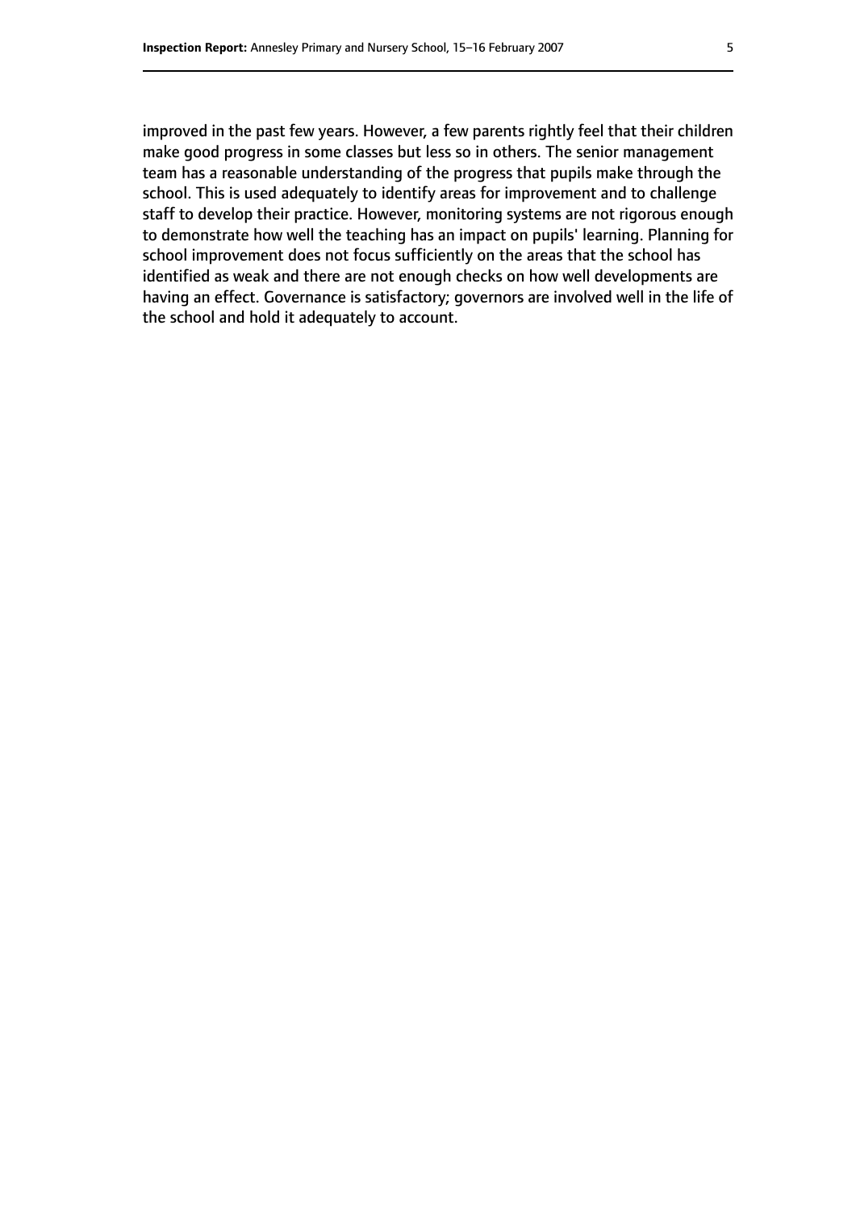improved in the past few years. However, a few parents rightly feel that their children make good progress in some classes but less so in others. The senior management team has a reasonable understanding of the progress that pupils make through the school. This is used adequately to identify areas for improvement and to challenge staff to develop their practice. However, monitoring systems are not rigorous enough to demonstrate how well the teaching has an impact on pupils' learning. Planning for school improvement does not focus sufficiently on the areas that the school has identified as weak and there are not enough checks on how well developments are having an effect. Governance is satisfactory; governors are involved well in the life of the school and hold it adequately to account.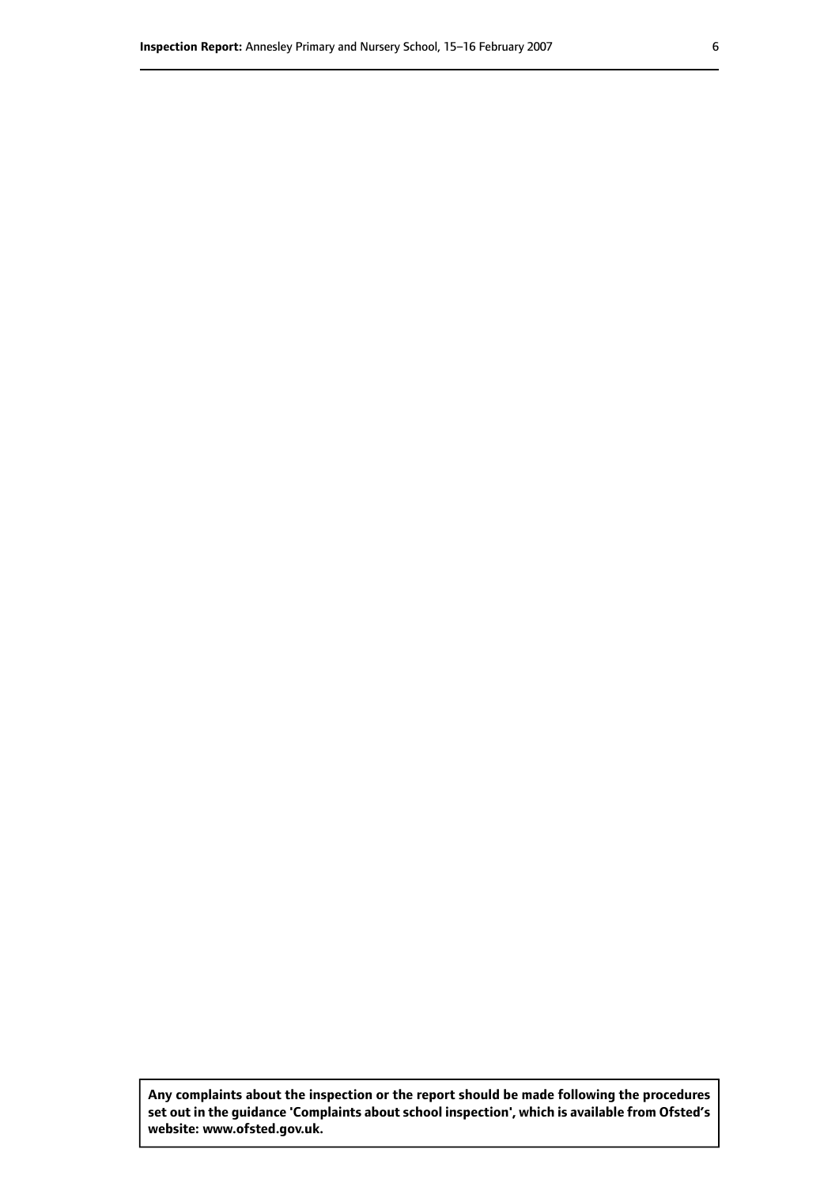**Any complaints about the inspection or the report should be made following the procedures set out in the guidance 'Complaints about school inspection', which is available from Ofsted's website: www.ofsted.gov.uk.**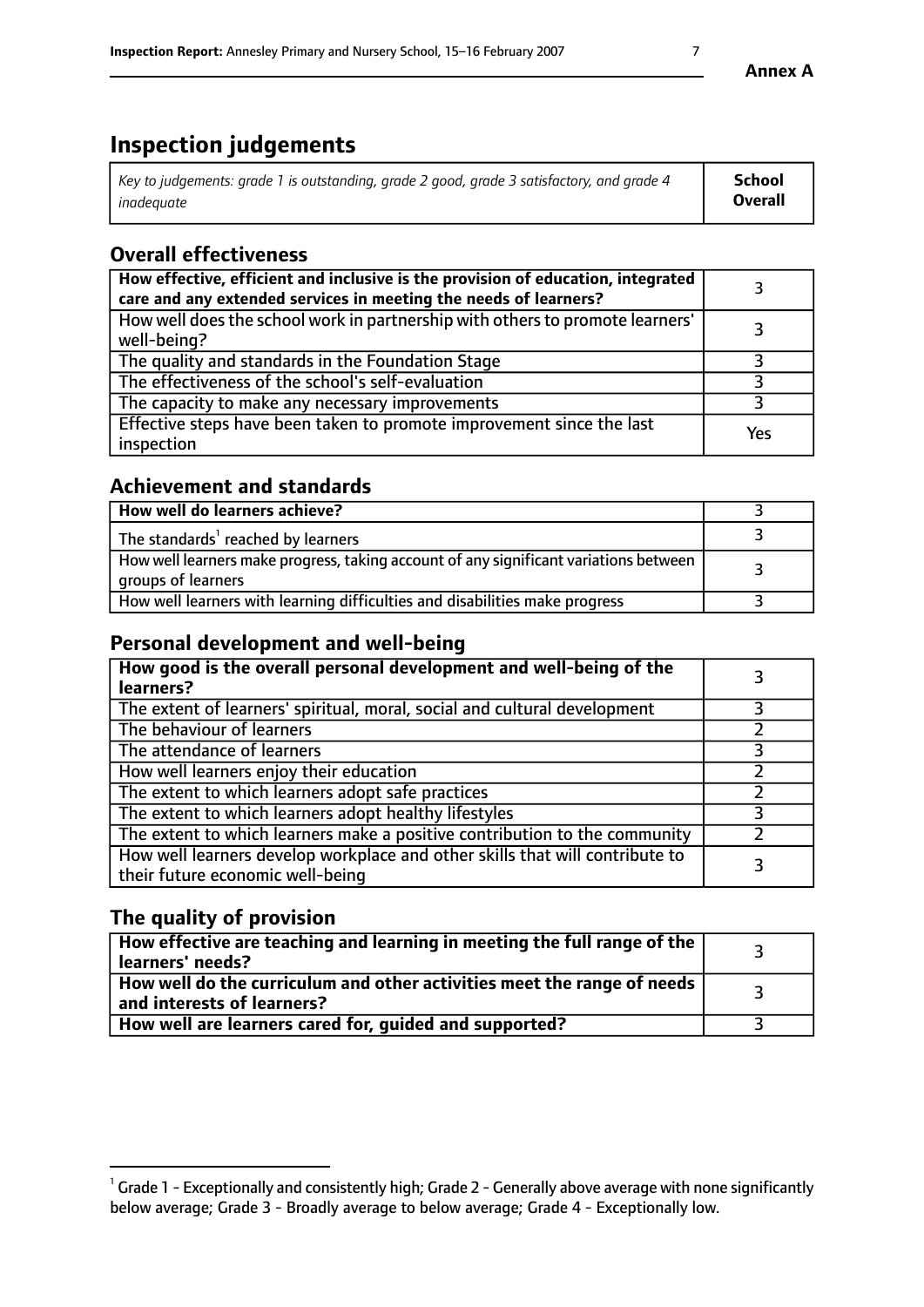**Annex A**

# Inspection judgements

| *Key to judgements: grade 1 is outstanding, grade 2 good, grade 3 satisfactory, and grade 4 inadequate* | **School Overall** |
|---|---|

## Overall effectiveness

| | |
|---|---|
| **How effective, efficient and inclusive is the provision of education, integrated care and any extended services in meeting the needs of learners?** | 3 |
| How well does the school work in partnership with others to promote learners' well-being? | 3 |
| The quality and standards in the Foundation Stage | 3 |
| The effectiveness of the school's self-evaluation | 3 |
| The capacity to make any necessary improvements | 3 |
| Effective steps have been taken to promote improvement since the last inspection | Yes |

## Achievement and standards

| | |
|---|---|
| **How well do learners achieve?** | 3 |
| The standards[1] reached by learners | 3 |
| How well learners make progress, taking account of any significant variations between groups of learners | 3 |
| How well learners with learning difficulties and disabilities make progress | 3 |

## Personal development and well-being

| | |
|---|---|
| **How good is the overall personal development and well-being of the learners?** | 3 |
| The extent of learners' spiritual, moral, social and cultural development | 3 |
| The behaviour of learners | 2 |
| The attendance of learners | 3 |
| How well learners enjoy their education | 2 |
| The extent to which learners adopt safe practices | 2 |
| The extent to which learners adopt healthy lifestyles | 3 |
| The extent to which learners make a positive contribution to the community | 2 |
| How well learners develop workplace and other skills that will contribute to their future economic well-being | 3 |

## The quality of provision

| | |
|---|---|
| **How effective are teaching and learning in meeting the full range of the learners' needs?** | 3 |
| **How well do the curriculum and other activities meet the range of needs and interests of learners?** | 3 |
| **How well are learners cared for, guided and supported?** | 3 |

[1] Grade 1 - Exceptionally and consistently high; Grade 2 - Generally above average with none significantly below average; Grade 3 - Broadly average to below average; Grade 4 - Exceptionally low.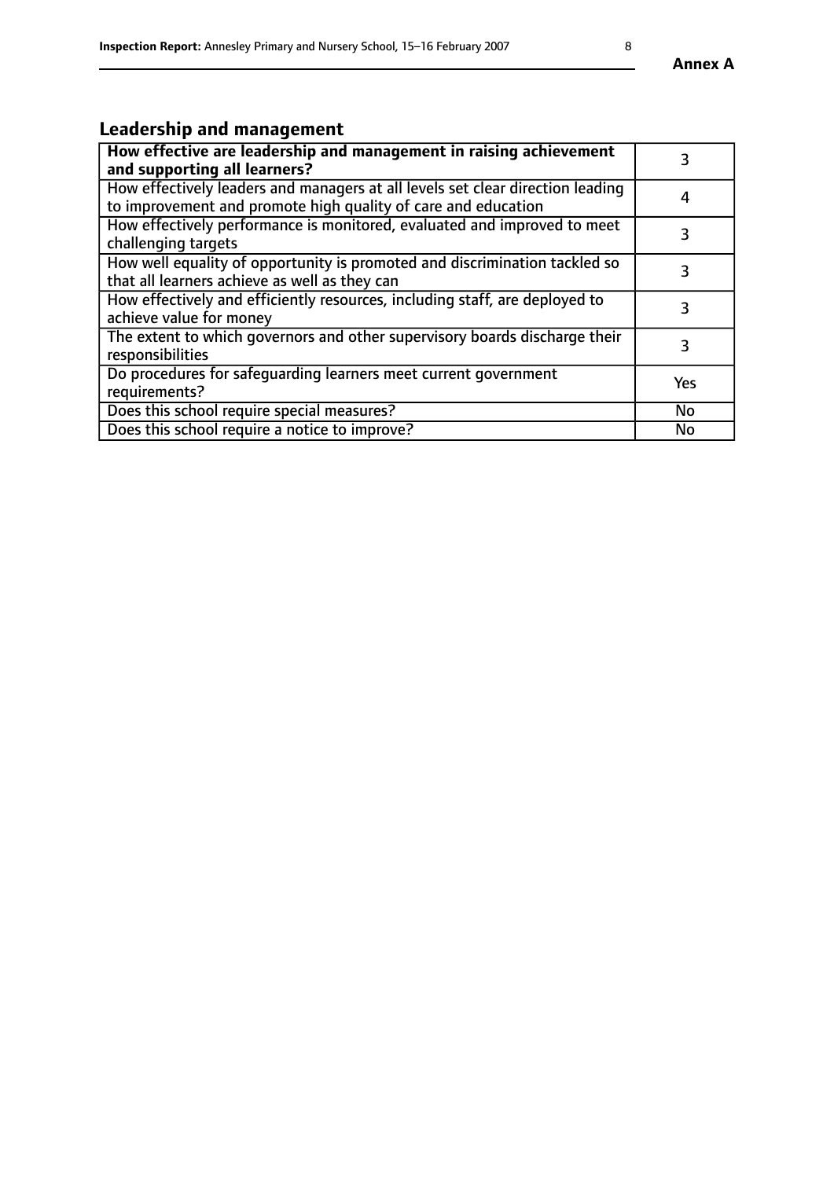## Leadership and management

| **How effective are leadership and management in raising achievement and supporting all learners?** | 3 |
|---|---|
| How effectively leaders and managers at all levels set clear direction leading to improvement and promote high quality of care and education | 4 |
| How effectively performance is monitored, evaluated and improved to meet challenging targets | 3 |
| How well equality of opportunity is promoted and discrimination tackled so that all learners achieve as well as they can | 3 |
| How effectively and efficiently resources, including staff, are deployed to achieve value for money | 3 |
| The extent to which governors and other supervisory boards discharge their responsibilities | 3 |
| Do procedures for safeguarding learners meet current government requirements? | Yes |
| Does this school require special measures? | No |
| Does this school require a notice to improve? | No |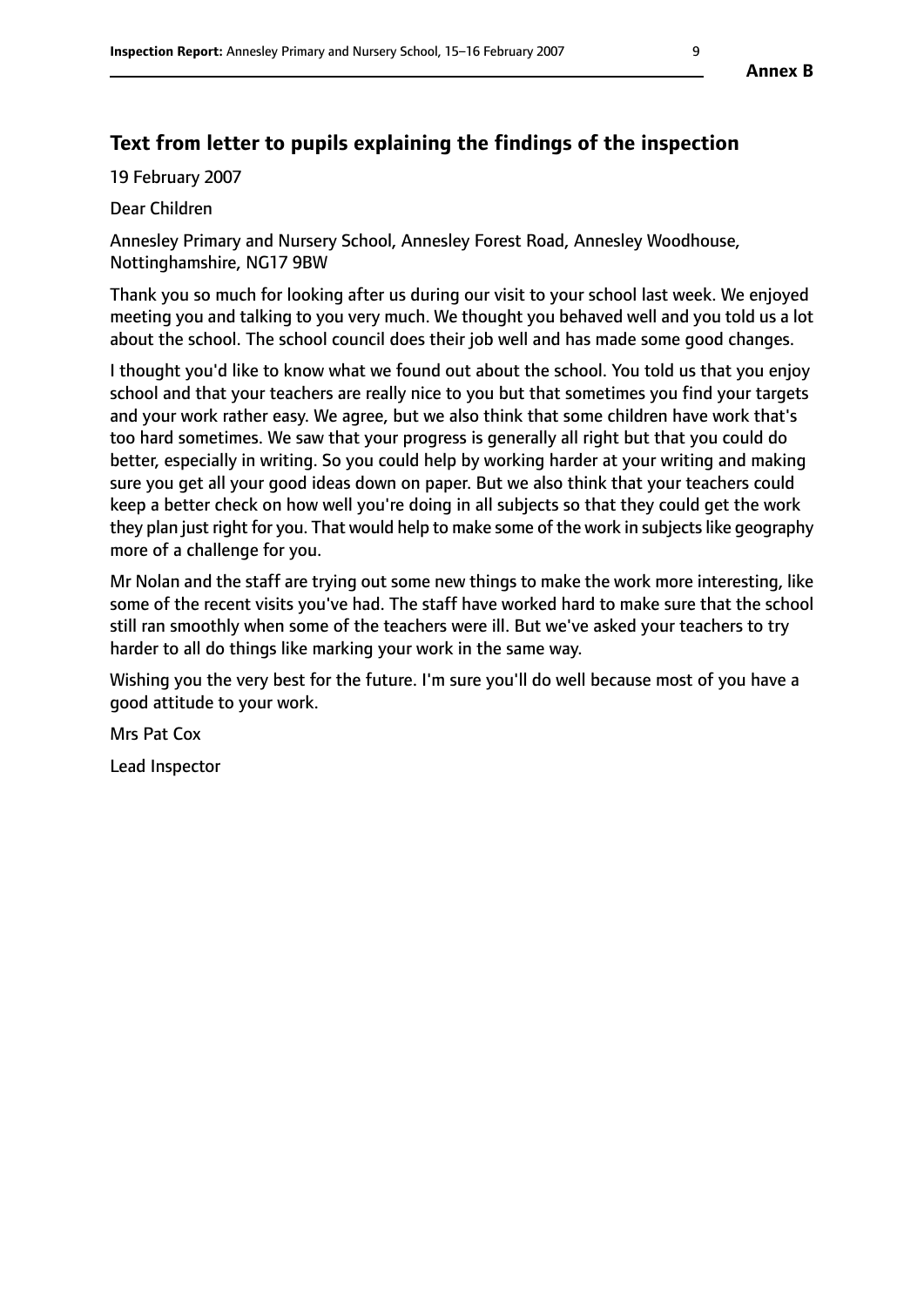## Text from letter to pupils explaining the findings of the inspection

19 February 2007

Dear Children

Annesley Primary and Nursery School, Annesley Forest Road, Annesley Woodhouse, Nottinghamshire, NG17 9BW

Thank you so much for looking after us during our visit to your school last week. We enjoyed meeting you and talking to you very much. We thought you behaved well and you told us a lot about the school. The school council does their job well and has made some good changes.

I thought you'd like to know what we found out about the school. You told us that you enjoy school and that your teachers are really nice to you but that sometimes you find your targets and your work rather easy. We agree, but we also think that some children have work that's too hard sometimes. We saw that your progress is generally all right but that you could do better, especially in writing. So you could help by working harder at your writing and making sure you get all your good ideas down on paper. But we also think that your teachers could keep a better check on how well you're doing in all subjects so that they could get the work they plan just right for you. That would help to make some of the work in subjects like geography more of a challenge for you.

Mr Nolan and the staff are trying out some new things to make the work more interesting, like some of the recent visits you've had. The staff have worked hard to make sure that the school still ran smoothly when some of the teachers were ill. But we've asked your teachers to try harder to all do things like marking your work in the same way.

Wishing you the very best for the future. I'm sure you'll do well because most of you have a good attitude to your work.

Mrs Pat Cox

Lead Inspector